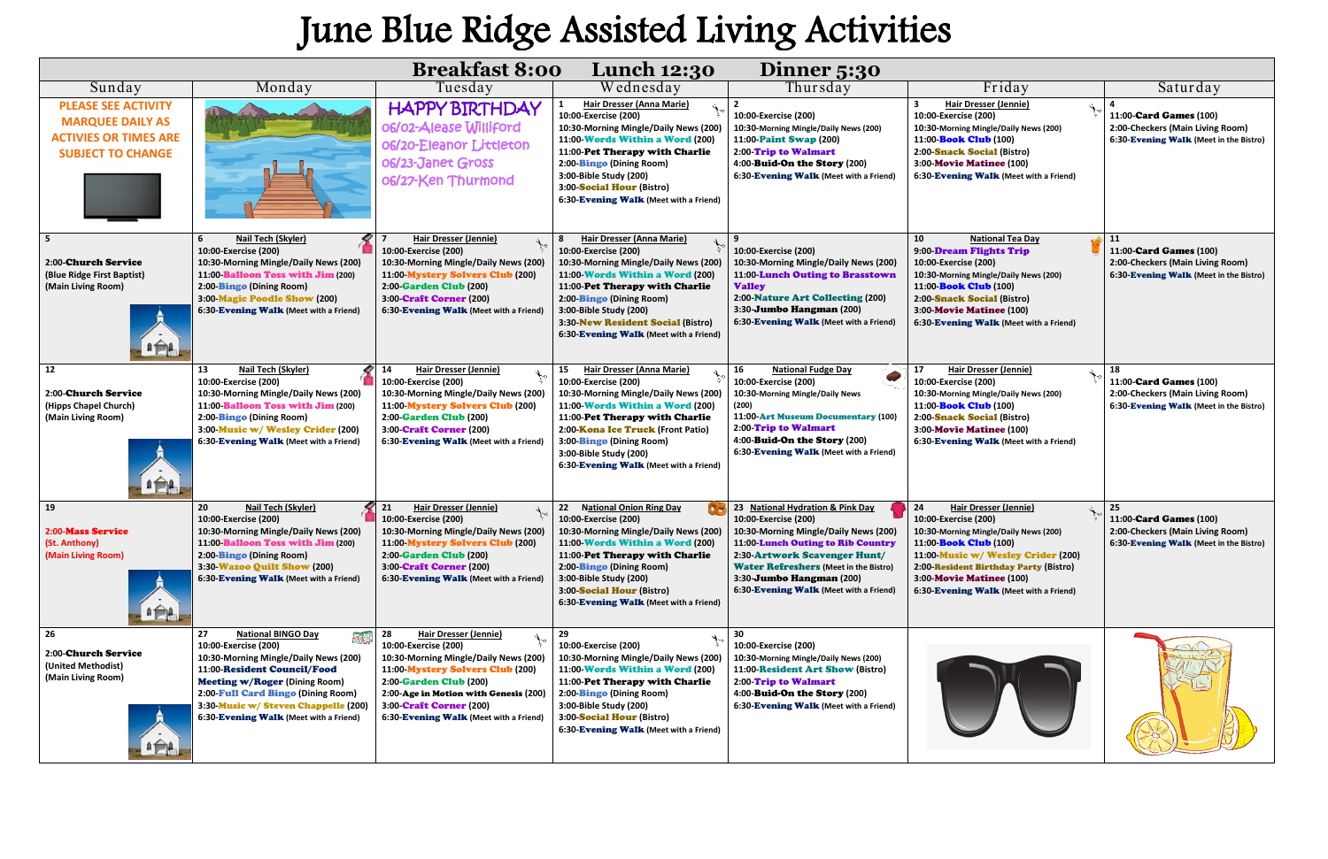# June Blue Ridge Assisted Living Activities

**Breakfast 8:00 Lunch 12:30 Dinner 5:30**

| Sunday | Monday | Tuesday | Wednesday | Thursday | Friday | Saturday |
|---|---|---|---|---|---|---|
| PLEASE SEE ACTIVITY MARQUEE DAILY AS ACTIVIES OR TIMES ARE SUBJECT TO CHANGE | | HAPPY BIRTHDAY<br>06/02-Alease Williford<br>06/20-Eleanor Littleton<br>06/23-Janet Gross<br>06/27-Ken Thurmond | 1 Hair Dresser (Anna Marie)<br>10:00-Exercise (200)<br>10:30-Morning Mingle/Daily News (200)<br>11:00-**Words Within a Word** (200)<br>11:00-**Pet Therapy with Charlie**<br>2:00-**Bingo** (Dining Room)<br>3:00-Bible Study (200)<br>3:00-**Social Hour** (Bistro)<br>6:30-**Evening Walk** (Meet with a Friend) | 2<br>10:00-Exercise (200)<br>10:30-Morning Mingle/Daily News (200)<br>11:00-**Paint Swap** (200)<br>2:00-**Trip to Walmart**<br>4:00-**Buid-On the Story** (200)<br>6:30-**Evening Walk** (Meet with a Friend) | 3 Hair Dresser (Jennie)<br>10:00-Exercise (200)<br>10:30-Morning Mingle/Daily News (200)<br>11:00-**Book Club** (100)<br>2:00-**Snack Social** (Bistro)<br>3:00-**Movie Matinee** (100)<br>6:30-**Evening Walk** (Meet with a Friend) | 4<br>11:00-**Card Games** (100)<br>2:00-Checkers (Main Living Room)<br>6:30-**Evening Walk** (Meet in the Bistro) |
| 5<br>2:00-**Church Service**<br>(Blue Ridge First Baptist)<br>(Main Living Room) | 6 Nail Tech (Skyler)<br>10:00-Exercise (200)<br>10:30-Morning Mingle/Daily News (200)<br>11:00-**Balloon Toss with Jim** (200)<br>2:00-**Bingo** (Dining Room)<br>3:00-**Magic Poodle Show** (200)<br>6:30-**Evening Walk** (Meet with a Friend) | 7 Hair Dresser (Jennie)<br>10:00-Exercise (200)<br>10:30-Morning Mingle/Daily News (200)<br>11:00-**Mystery Solvers Club** (200)<br>2:00-**Garden Club** (200)<br>3:00-**Craft Corner** (200)<br>6:30-**Evening Walk** (Meet with a Friend) | 8 Hair Dresser (Anna Marie)<br>10:00-Exercise (200)<br>10:30-Morning Mingle/Daily News (200)<br>11:00-**Words Within a Word** (200)<br>11:00-**Pet Therapy with Charlie**<br>2:00-**Bingo** (Dining Room)<br>3:00-Bible Study (200)<br>3:30-**New Resident Social** (Bistro)<br>6:30-**Evening Walk** (Meet with a Friend) | 9<br>10:00-Exercise (200)<br>10:30-Morning Mingle/Daily News (200)<br>11:00-**Lunch Outing to Brasstown Valley**<br>2:00-**Nature Art Collecting** (200)<br>3:30-**Jumbo Hangman** (200)<br>6:30-**Evening Walk** (Meet with a Friend) | 10 National Tea Day<br>9:00-**Dream Flights Trip**<br>10:00-Exercise (200)<br>10:30-Morning Mingle/Daily News (200)<br>11:00-**Book Club** (100)<br>2:00-**Snack Social** (Bistro)<br>3:00-**Movie Matinee** (100)<br>6:30-**Evening Walk** (Meet with a Friend) | 11<br>11:00-**Card Games** (100)<br>2:00-Checkers (Main Living Room)<br>6:30-**Evening Walk** (Meet in the Bistro) |
| 12<br>2:00-**Church Service**<br>(Hipps Chapel Church)<br>(Main Living Room) | 13 Nail Tech (Skyler)<br>10:00-Exercise (200)<br>10:30-Morning Mingle/Daily News (200)<br>11:00-**Balloon Toss with Jim** (200)<br>2:00-**Bingo** (Dining Room)<br>3:00-**Music w/ Wesley Crider** (200)<br>6:30-**Evening Walk** (Meet with a Friend) | 14 Hair Dresser (Jennie)<br>10:00-Exercise (200)<br>10:30-Morning Mingle/Daily News (200)<br>11:00-**Mystery Solvers Club** (200)<br>2:00-**Garden Club** (200)<br>3:00-**Craft Corner** (200)<br>6:30-**Evening Walk** (Meet with a Friend) | 15 Hair Dresser (Anna Marie)<br>10:00-Exercise (200)<br>10:30-Morning Mingle/Daily News (200)<br>11:00-**Words Within a Word** (200)<br>11:00-**Pet Therapy with Charlie**<br>2:00-**Kona Ice Truck** (Front Patio)<br>3:00-**Bingo** (Dining Room)<br>3:00-Bible Study (200)<br>6:30-**Evening Walk** (Meet with a Friend) | 16 National Fudge Day<br>10:00-Exercise (200)<br>10:30-Morning Mingle/Daily News (200)<br>11:00-**Art Museum Documentary** (100)<br>2:00-**Trip to Walmart**<br>4:00-**Buid-On the Story** (200)<br>6:30-**Evening Walk** (Meet with a Friend) | 17 Hair Dresser (Jennie)<br>10:00-Exercise (200)<br>10:30-Morning Mingle/Daily News (200)<br>2:00-**Snack Social** (Bistro)<br>3:00-**Movie Matinee** (100)<br>6:30-**Evening Walk** (Meet with a Friend) | 18<br>11:00-**Card Games** (100)<br>2:00-Checkers (Main Living Room)<br>6:30-**Evening Walk** (Meet in the Bistro) |
| 19<br>2:00-**Mass Service**<br>(St. Anthony)<br>(Main Living Room) | 20 Nail Tech (Skyler)<br>10:00-Exercise (200)<br>10:30-Morning Mingle/Daily News (200)<br>11:00-**Balloon Toss with Jim** (200)<br>2:00-**Bingo** (Dining Room)<br>3:30-**Wazoo Quilt Show** (200)<br>6:30-**Evening Walk** (Meet with a Friend) | 21 Hair Dresser (Jennie)<br>10:00-Exercise (200)<br>10:30-Morning Mingle/Daily News (200)<br>11:00-**Mystery Solvers Club** (200)<br>2:00-**Garden Club** (200)<br>3:00-**Craft Corner** (200)<br>6:30-**Evening Walk** (Meet with a Friend) | 22 National Onion Ring Day<br>10:00-Exercise (200)<br>10:30-Morning Mingle/Daily News (200)<br>11:00-**Words Within a Word** (200)<br>11:00-**Pet Therapy with Charlie**<br>2:00-**Bingo** (Dining Room)<br>3:00-Bible Study (200)<br>3:00-**Social Hour** (Bistro)<br>6:30-**Evening Walk** (Meet with a Friend) | 23 National Hydration & Pink Day<br>10:00-Exercise (200)<br>10:30-Morning Mingle/Daily News (200)<br>11:00-**Lunch Outing to Rib Country**<br>2:30-**Artwork Scavenger Hunt/ Water Refreshers** (Meet in the Bistro)<br>3:30-**Jumbo Hangman** (200)<br>6:30-**Evening Walk** (Meet with a Friend) | 24 Hair Dresser (Jennie)<br>10:00-Exercise (200)<br>10:30-Morning Mingle/Daily News (200)<br>11:00-**Book Club** (100)<br>11:00-**Music w/ Wesley Crider** (200)<br>2:00-**Resident Birthday Party** (Bistro)<br>3:00-**Movie Matinee** (100)<br>6:30-**Evening Walk** (Meet with a Friend) | 25<br>11:00-**Card Games** (100)<br>2:00-Checkers (Main Living Room)<br>6:30-**Evening Walk** (Meet in the Bistro) |
| 26<br>2:00-**Church Service**<br>(United Methodist)<br>(Main Living Room) | 27 National BINGO Day<br>10:00-Exercise (200)<br>10:30-Morning Mingle/Daily News (200)<br>11:00-**Resident Council/Food Meeting w/Roger** (Dining Room)<br>2:00-**Full Card Bingo** (Dining Room)<br>3:30-**Music w/ Steven Chappelle** (200)<br>6:30-**Evening Walk** (Meet with a Friend) | 28 Hair Dresser (Jennie)<br>10:00-Exercise (200)<br>10:30-Morning Mingle/Daily News (200)<br>11:00-**Mystery Solvers Club** (200)<br>2:00-**Garden Club** (200)<br>2:00-**Age in Motion with Genesis** (200)<br>3:00-**Craft Corner** (200)<br>6:30-**Evening Walk** (Meet with a Friend) | 29<br>10:00-Exercise (200)<br>10:30-Morning Mingle/Daily News (200)<br>11:00-**Words Within a Word** (200)<br>11:00-**Pet Therapy with Charlie**<br>2:00-**Bingo** (Dining Room)<br>3:00-Bible Study (200)<br>3:00-**Social Hour** (Bistro)<br>6:30-**Evening Walk** (Meet with a Friend) | 30<br>10:00-Exercise (200)<br>10:30-Morning Mingle/Daily News (200)<br>11:00-**Resident Art Show** (Bistro)<br>2:00-**Trip to Walmart**<br>4:00-**Buid-On the Story** (200)<br>6:30-**Evening Walk** (Meet with a Friend) | | |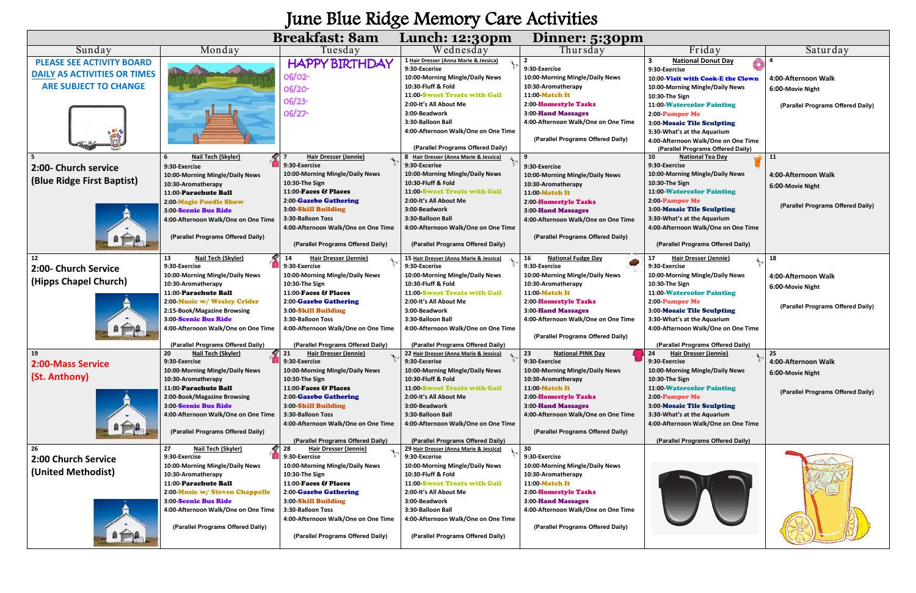# June Blue Ridge Memory Care Activities

| Breakfast: 8am Lunch: 12:30pm Dinner: 5:30pm | | | | | | |
|---|---|---|---|---|---|---|
| Sunday | Monday | Tuesday | Wednesday | Thursday | Friday | Saturday |
| PLEASE SEE ACTIVITY BOARD DAILY AS ACTIVITIES OR TIMES ARE SUBJECT TO CHANGE | | HAPPY BIRTHDAY 06/02- 06/20- 06/23- 06/27- | 1 Hair Dresser (Anna Marie & Jessica)<br>9:30-Excerise<br>10:00-Morning Mingle/Daily News<br>10:30-Fluff & Fold<br>11:00-**Sweet Treats with Gail**<br>2:00-It's All About Me<br>3:00-Beadwork<br>3:30-Balloon Ball<br>4:00-Afternoon Walk/One on One Time<br>(Parallel Programs Offered Daily) | 2<br>9:30-Exercise<br>10:00-Morning Mingle/Daily News<br>10:30-Aromatherapy<br>11:00-**Match It**<br>2:00-**Homestyle Tasks**<br>3:00-**Hand Massages**<br>4:00-Afternoon Walk/One on One Time<br>(Parallel Programs Offered Daily) | 3 National Donut Day<br>9:30-Exercise<br>10:00-**Visit with Cook-E the Clown**<br>10:00-Morning Mingle/Daily News<br>10:30-The Sign<br>11:00-**Watercolor Painting**<br>2:00-**Pamper Me**<br>3:00-**Mosaic Tile Sculpting**<br>3:30-What's at the Aquarium<br>4:00-Afternoon Walk/One on One Time<br>(Parallel Programs Offered Daily) | 4<br>4:00-Afternoon Walk<br>6:00-Movie Night<br>(Parallel Programs Offered Daily) |
| 5<br>2:00- Church service<br>(Blue Ridge First Baptist) | 6 Nail Tech (Skyler)<br>9:30-Exercise<br>10:00-Morning Mingle/Daily News<br>10:30-Aromatherapy<br>11:00-**Parachute Ball**<br>2:00-**Magic Poodle Show**<br>3:00-**Scenic Bus Ride**<br>4:00-Afternoon Walk/One on One Time<br>(Parallel Programs Offered Daily) | 7 Hair Dresser (Jennie)<br>9:30-Exercise<br>10:00-Morning Mingle/Daily News<br>10:30-The Sign<br>11:00-**Faces & Places**<br>2:00-**Gazebo Gathering**<br>3:00-**Skill Building**<br>3:30-Balloon Toss<br>4:00-Afternoon Walk/One on One Time<br>(Parallel Programs Offered Daily) | 8 Hair Dresser (Anna Marie & Jessica)<br>9:30-Exercise<br>10:00-Morning Mingle/Daily News<br>10:30-Fluff & Fold<br>11:00-**Sweet Treats with Gail**<br>2:00-It's All About Me<br>3:00-Beadwork<br>3:30-Balloon Ball<br>4:00-Afternoon Walk/One on One Time<br>(Parallel Programs Offered Daily) | 9<br>9:30-Exercise<br>10:00-Morning Mingle/Daily News<br>10:30-Aromatherapy<br>11:00-**Match It**<br>2:00-**Homestyle Tasks**<br>3:00-**Hand Massages**<br>4:00-Afternoon Walk/One on One Time<br>(Parallel Programs Offered Daily) | 10 National Tea Day<br>9:30-Exercise<br>10:00-Morning Mingle/Daily News<br>10:30-The Sign<br>11:00-**Watercolor Painting**<br>2:00-**Pamper Me**<br>3:00-**Mosaic Tile Sculpting**<br>3:30-What's at the Aquarium<br>4:00-Afternoon Walk/One on One Time<br>(Parallel Programs Offered Daily) | 11<br>4:00-Afternoon Walk<br>6:00-Movie Night<br>(Parallel Programs Offered Daily) |
| 12<br>2:00- Church Service<br>(Hipps Chapel Church) | 13 Nail Tech (Skyler)<br>9:30-Exercise<br>10:00-Morning Mingle/Daily News<br>10:30-Aromatherapy<br>11:00-**Parachute Ball**<br>2:00-**Music w/ Wesley Crider**<br>2:15-Book/Magazine Browsing<br>3:00-**Scenic Bus Ride**<br>4:00-Afternoon Walk/One on One Time<br>(Parallel Programs Offered Daily) | 14 Hair Dresser (Jennie)<br>9:30-Exercise<br>10:00-Morning Mingle/Daily News<br>10:30-The Sign<br>11:00-**Faces & Places**<br>2:00-**Gazebo Gathering**<br>3:00-**Skill Building**<br>3:30-Balloon Toss<br>4:00-Afternoon Walk/One on One Time<br>(Parallel Programs Offered Daily) | 15 Hair Dresser (Anna Marie & Jessica)<br>9:30-Exercise<br>10:00-Morning Mingle/Daily News<br>10:30-Fluff & Fold<br>11:00-**Sweet Treats with Gail**<br>2:00-It's All About Me<br>3:00-Beadwork<br>3:30-Balloon Ball<br>4:00-Afternoon Walk/One on One Time<br>(Parallel Programs Offered Daily) | 16 National Fudge Day<br>9:30-Exercise<br>10:00-Morning Mingle/Daily News<br>10:30-Aromatherapy<br>11:00-**Match It**<br>2:00-**Homestyle Tasks**<br>3:00-**Hand Massages**<br>4:00-Afternoon Walk/One on One Time<br>(Parallel Programs Offered Daily) | 17 Hair Dresser (Jennie)<br>9:30-Exercise<br>10:00-Morning Mingle/Daily News<br>10:30-The Sign<br>11:00-**Watercolor Painting**<br>2:00-**Pamper Me**<br>3:00-**Mosaic Tile Sculpting**<br>3:30-What's at the Aquarium<br>4:00-Afternoon Walk/One on One Time<br>(Parallel Programs Offered Daily) | 18<br>4:00-Afternoon Walk<br>6:00-Movie Night<br>(Parallel Programs Offered Daily) |
| 19<br>2:00-Mass Service<br>(St. Anthony) | 20 Nail Tech (Skyler)<br>9:30-Exercise<br>10:00-Morning Mingle/Daily News<br>10:30-Aromatherapy<br>11:00-**Parachute Ball**<br>2:00-Book/Magazine Browsing<br>3:00-**Scenic Bus Ride**<br>4:00-Afternoon Walk/One on One Time<br>(Parallel Programs Offered Daily) | 21 Hair Dresser (Jennie)<br>9:30-Exercise<br>10:00-Morning Mingle/Daily News<br>10:30-The Sign<br>11:00-**Faces & Places**<br>2:00-**Gazebo Gathering**<br>3:00-**Skill Building**<br>3:30-Balloon Toss<br>4:00-Afternoon Walk/One on One Time<br>(Parallel Programs Offered Daily) | 22 Hair Dresser (Anna Marie & Jessica)<br>9:30-Exercise<br>10:00-Morning Mingle/Daily News<br>10:30-Fluff & Fold<br>11:00-**Sweet Treats with Gail**<br>2:00-It's All About Me<br>3:00-Beadwork<br>3:30-Balloon Ball<br>4:00-Afternoon Walk/One on One Time<br>(Parallel Programs Offered Daily) | 23 National PINK Day<br>9:30-Exercise<br>10:00-Morning Mingle/Daily News<br>10:30-Aromatherapy<br>11:00-**Match It**<br>2:00-**Homestyle Tasks**<br>3:00-**Hand Massages**<br>4:00-Afternoon Walk/One on One Time<br>(Parallel Programs Offered Daily) | 24 Hair Dresser (Jennie)<br>9:30-Exercise<br>10:00-Morning Mingle/Daily News<br>10:30-The Sign<br>11:00-**Watercolor Painting**<br>2:00-**Pamper Me**<br>3:00-**Mosaic Tile Sculpting**<br>3:30-What's at the Aquarium<br>4:00-Afternoon Walk/One on One Time<br>(Parallel Programs Offered Daily) | 25<br>4:00-Afternoon Walk<br>6:00-Movie Night<br>(Parallel Programs Offered Daily) |
| 26<br>2:00 Church Service<br>(United Methodist) | 27 Nail Tech (Skyler)<br>9:30-Exercise<br>10:00-Morning Mingle/Daily News<br>10:30-Aromatherapy<br>11:00-**Parachute Ball**<br>2:00-**Music w/ Steven Chappelle**<br>3:00-**Scenic Bus Ride**<br>4:00-Afternoon Walk/One on One Time<br>(Parallel Programs Offered Daily) | 28 Hair Dresser (Jennie)<br>9:30-Exercise<br>10:00-Morning Mingle/Daily News<br>10:30-The Sign<br>11:00-**Faces & Places**<br>2:00-**Gazebo Gathering**<br>3:00-**Skill Building**<br>3:30-Balloon Toss<br>4:00-Afternoon Walk/One on One Time<br>(Parallel Programs Offered Daily) | 29 Hair Dresser (Anna Marie & Jessica)<br>9:30-Exercise<br>10:00-Morning Mingle/Daily News<br>10:30-Fluff & Fold<br>11:00-**Sweet Treats with Gail**<br>2:00-It's All About Me<br>3:00-Beadwork<br>3:30-Balloon Ball<br>4:00-Afternoon Walk/One on One Time<br>(Parallel Programs Offered Daily) | 30<br>9:30-Exercise<br>10:00-Morning Mingle/Daily News<br>10:30-Aromatherapy<br>11:00-**Match It**<br>2:00-**Homestyle Tasks**<br>3:00-**Hand Massages**<br>4:00-Afternoon Walk/One on One Time<br>(Parallel Programs Offered Daily) | | |